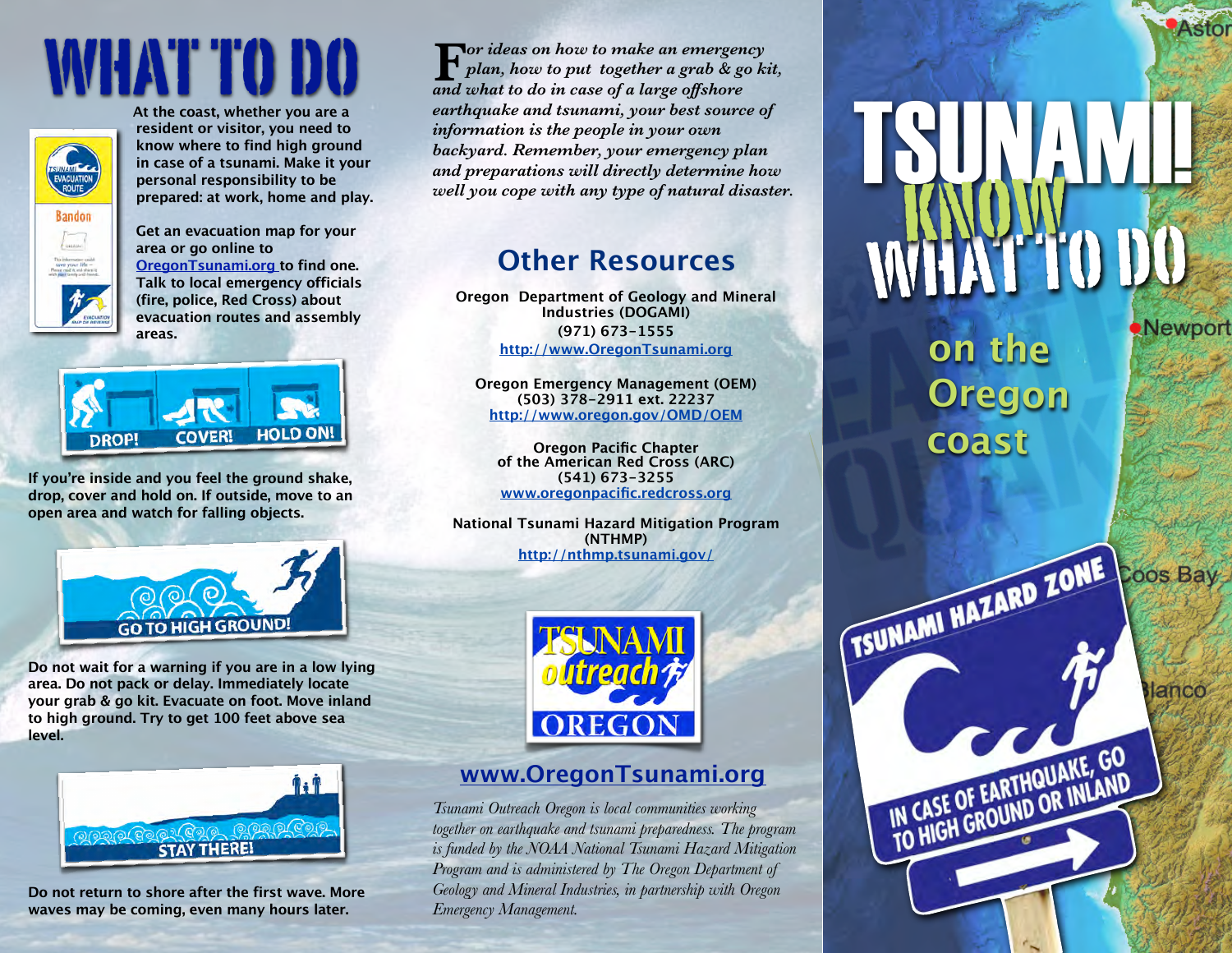# WHAT TO DO

**At the coast, whether you are a resident or visitor, you need to know where to find high ground in case of a tsunami. Make it your personal responsibility to be prepared: at work, home and play.**

**Get an evacuation map for your area or go online to OregonTsunami.org to find one. Talk to local emergency officials (fire, police, Red Cross) about evacuation routes and assembly areas.**

DROP! COVER! HOLD ON!

**If you're inside and you feel the ground shake, drop, cover and hold on. If outside, move to an open area and watch for falling objects.**

GO TO HIGH GROUND!

**Do not wait for a warning if you are in a low lying area. Do not pack or delay. Immediately locate your grab & go kit. Evacuate on foot. Move inland to high ground. Try to get 100 feet above sea level.**

STAY THERE!

**Do not return to shore after the first wave. More waves may be coming, even many hours later.**

*For ideas on how to make an emergency plan, how to put together a grab & go kit, and what to do in case of a large offshore earthquake and tsunami, your best source of information is the people in your own backyard. Remember, your emergency plan and preparations will directly determine how well you cope with any type of natural disaster.*

## Other Resources

**Oregon Department of Geology and Mineral Industries (DOGAMI)**
(971) 673-1555
http://www.OregonTsunami.org

**Oregon Emergency Management (OEM)**
(503) 378-2911 ext. 22237
http://www.oregon.gov/OMD/OEM

**Oregon Pacific Chapter of the American Red Cross (ARC)**
(541) 673-3255
www.oregonpacific.redcross.org

**National Tsunami Hazard Mitigation Program (NTHMP)**
http://nthmp.tsunami.gov/

TSUNAMI outreach OREGON

## www.OregonTsunami.org

*Tsunami Outreach Oregon is local communities working together on earthquake and tsunami preparedness. The program is funded by the NOAA National Tsunami Hazard Mitigation Program and is administered by The Oregon Department of Geology and Mineral Industries, in partnership with Oregon Emergency Management.*

# TSUNAMI! KNOW WHAT TO DO on the Oregon coast

TSUNAMI HAZARD ZONE

IN CASE OF EARTHQUAKE, GO TO HIGH GROUND OR INLAND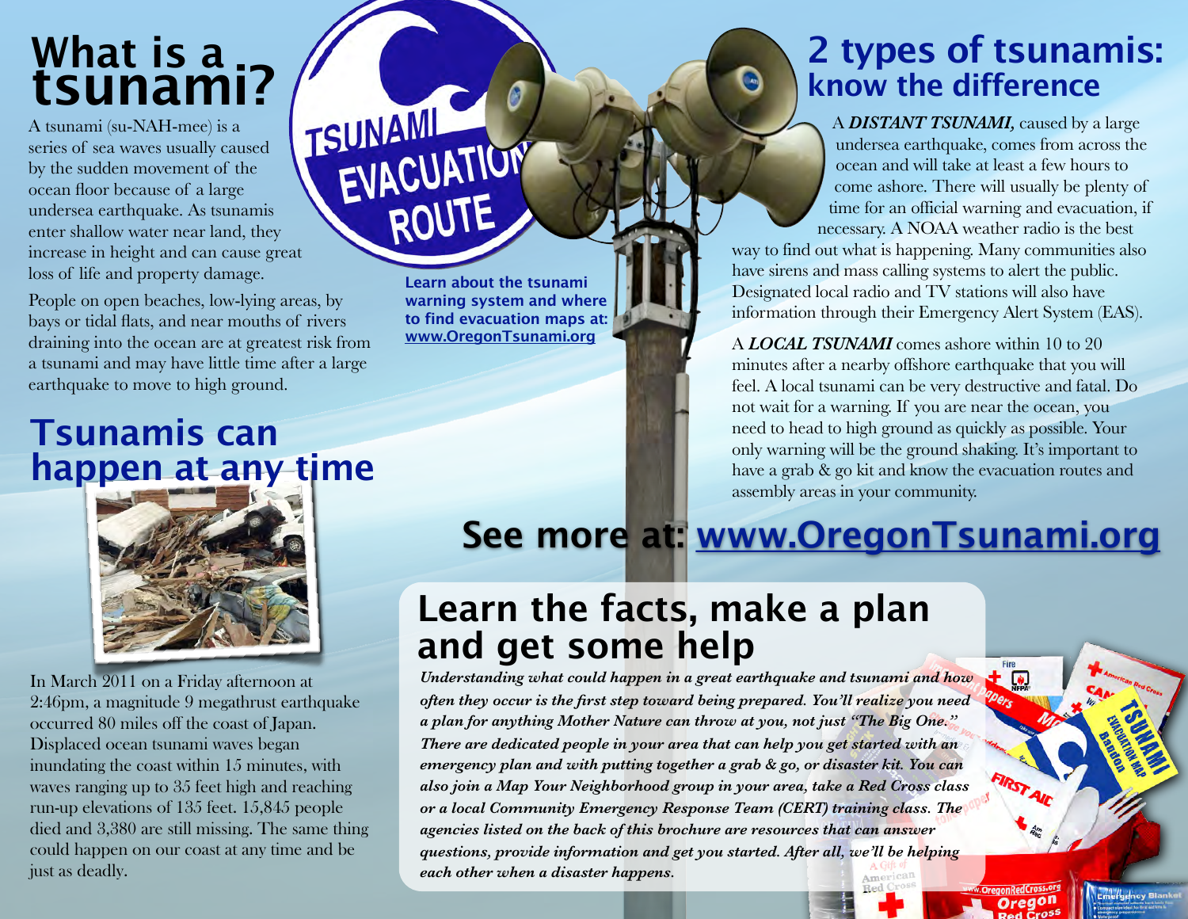# What is a tsunami?

A tsunami (su-NAH-mee) is a series of sea waves usually caused by the sudden movement of the ocean floor because of a large undersea earthquake. As tsunamis enter shallow water near land, they increase in height and can cause great loss of life and property damage.

People on open beaches, low-lying areas, by bays or tidal flats, and near mouths of rivers draining into the ocean are at greatest risk from a tsunami and may have little time after a large earthquake to move to high ground.

TSUNAMI EVACUATION ROUTE

**Learn about the tsunami warning system and where to find evacuation maps at: www.OregonTsunami.org**

## Tsunamis can happen at any time

In March 2011 on a Friday afternoon at 2:46pm, a magnitude 9 megathrust earthquake occurred 80 miles off the coast of Japan. Displaced ocean tsunami waves began inundating the coast within 15 minutes, with waves ranging up to 35 feet high and reaching run-up elevations of 135 feet. 15,845 people died and 3,380 are still missing. The same thing could happen on our coast at any time and be just as deadly.

## 2 types of tsunamis: know the difference

A ***DISTANT TSUNAMI,*** caused by a large undersea earthquake, comes from across the ocean and will take at least a few hours to come ashore. There will usually be plenty of time for an official warning and evacuation, if necessary. A NOAA weather radio is the best way to find out what is happening. Many communities also have sirens and mass calling systems to alert the public. Designated local radio and TV stations will also have information through their Emergency Alert System (EAS).

A ***LOCAL TSUNAMI*** comes ashore within 10 to 20 minutes after a nearby offshore earthquake that you will feel. A local tsunami can be very destructive and fatal. Do not wait for a warning. If you are near the ocean, you need to head to high ground as quickly as possible. Your only warning will be the ground shaking. It's important to have a grab & go kit and know the evacuation routes and assembly areas in your community.

## See more at: www.OregonTsunami.org

## Learn the facts, make a plan and get some help

***Understanding what could happen in a great earthquake and tsunami and how often they occur is the first step toward being prepared. You'll realize you need a plan for anything Mother Nature can throw at you, not just "The Big One." There are dedicated people in your area that can help you get started with an emergency plan and with putting together a grab & go, or disaster kit. You can also join a Map Your Neighborhood group in your area, take a Red Cross class or a local Community Emergency Response Team (CERT) training class. The agencies listed on the back of this brochure are resources that can answer questions, provide information and get you started. After all, we'll be helping each other when a disaster happens.***